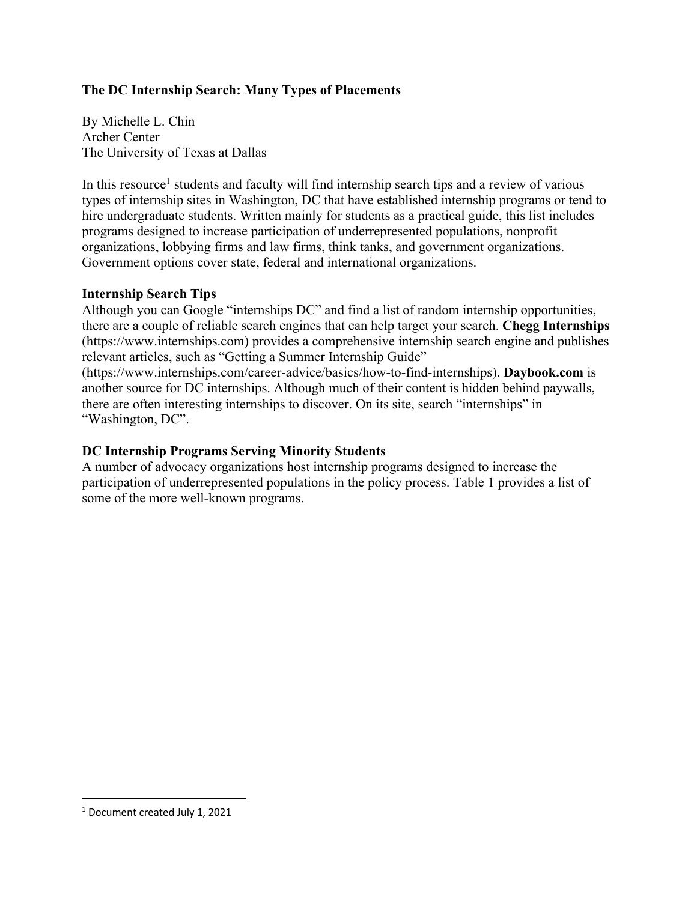# The DC Internship Search: Many Types of Placements

By Michelle L. Chin
Archer Center
The University of Texas at Dallas

In this resource[1] students and faculty will find internship search tips and a review of various types of internship sites in Washington, DC that have established internship programs or tend to hire undergraduate students. Written mainly for students as a practical guide, this list includes programs designed to increase participation of underrepresented populations, nonprofit organizations, lobbying firms and law firms, think tanks, and government organizations. Government options cover state, federal and international organizations.

## Internship Search Tips

Although you can Google "internships DC" and find a list of random internship opportunities, there are a couple of reliable search engines that can help target your search. **Chegg Internships** (https://www.internships.com) provides a comprehensive internship search engine and publishes relevant articles, such as "Getting a Summer Internship Guide" (https://www.internships.com/career-advice/basics/how-to-find-internships). **Daybook.com** is another source for DC internships. Although much of their content is hidden behind paywalls, there are often interesting internships to discover. On its site, search "internships" in "Washington, DC".

## DC Internship Programs Serving Minority Students

A number of advocacy organizations host internship programs designed to increase the participation of underrepresented populations in the policy process. Table 1 provides a list of some of the more well-known programs.

[1] Document created July 1, 2021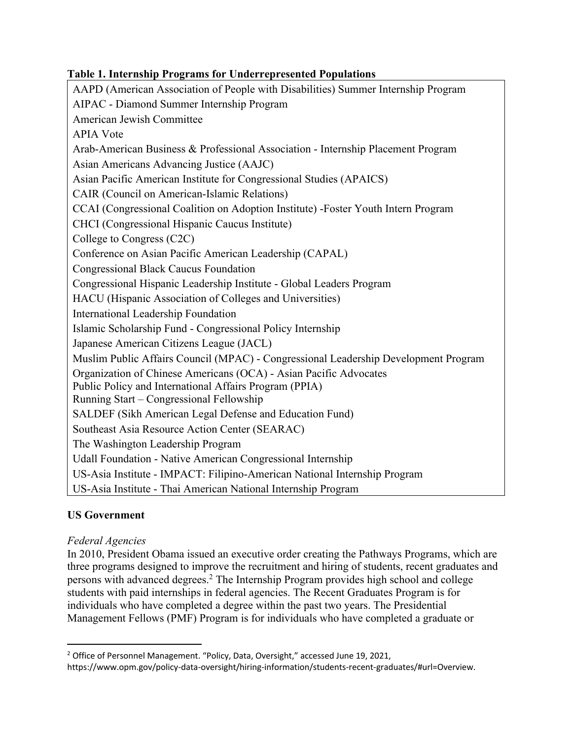**Table 1. Internship Programs for Underrepresented Populations**

| |
|---|
| AAPD (American Association of People with Disabilities) Summer Internship Program |
| AIPAC - Diamond Summer Internship Program |
| American Jewish Committee |
| APIA Vote |
| Arab-American Business & Professional Association - Internship Placement Program |
| Asian Americans Advancing Justice (AAJC) |
| Asian Pacific American Institute for Congressional Studies (APAICS) |
| CAIR (Council on American-Islamic Relations) |
| CCAI (Congressional Coalition on Adoption Institute) -Foster Youth Intern Program |
| CHCI (Congressional Hispanic Caucus Institute) |
| College to Congress (C2C) |
| Conference on Asian Pacific American Leadership (CAPAL) |
| Congressional Black Caucus Foundation |
| Congressional Hispanic Leadership Institute - Global Leaders Program |
| HACU (Hispanic Association of Colleges and Universities) |
| International Leadership Foundation |
| Islamic Scholarship Fund - Congressional Policy Internship |
| Japanese American Citizens League (JACL) |
| Muslim Public Affairs Council (MPAC) - Congressional Leadership Development Program |
| Organization of Chinese Americans (OCA) - Asian Pacific Advocates |
| Public Policy and International Affairs Program (PPIA) |
| Running Start – Congressional Fellowship |
| SALDEF (Sikh American Legal Defense and Education Fund) |
| Southeast Asia Resource Action Center (SEARAC) |
| The Washington Leadership Program |
| Udall Foundation - Native American Congressional Internship |
| US-Asia Institute - IMPACT: Filipino-American National Internship Program |
| US-Asia Institute - Thai American National Internship Program |

## US Government

### *Federal Agencies*

In 2010, President Obama issued an executive order creating the Pathways Programs, which are three programs designed to improve the recruitment and hiring of students, recent graduates and persons with advanced degrees.[2] The Internship Program provides high school and college students with paid internships in federal agencies. The Recent Graduates Program is for individuals who have completed a degree within the past two years. The Presidential Management Fellows (PMF) Program is for individuals who have completed a graduate or

[2] Office of Personnel Management. "Policy, Data, Oversight," accessed June 19, 2021, https://www.opm.gov/policy-data-oversight/hiring-information/students-recent-graduates/#url=Overview.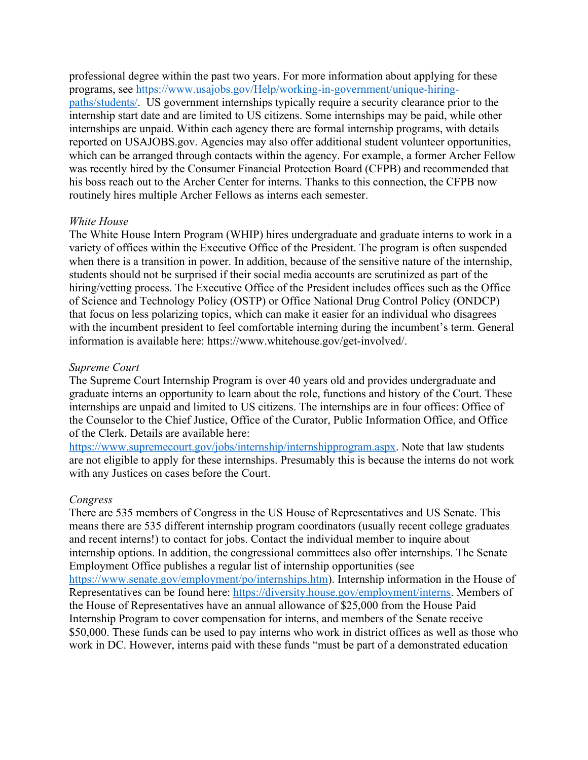professional degree within the past two years. For more information about applying for these programs, see [https://www.usajobs.gov/Help/working-in-government/unique-hiring-paths/students/](https://www.usajobs.gov/Help/working-in-government/unique-hiring-paths/students/). US government internships typically require a security clearance prior to the internship start date and are limited to US citizens. Some internships may be paid, while other internships are unpaid. Within each agency there are formal internship programs, with details reported on USAJOBS.gov. Agencies may also offer additional student volunteer opportunities, which can be arranged through contacts within the agency. For example, a former Archer Fellow was recently hired by the Consumer Financial Protection Board (CFPB) and recommended that his boss reach out to the Archer Center for interns. Thanks to this connection, the CFPB now routinely hires multiple Archer Fellows as interns each semester.

*White House*

The White House Intern Program (WHIP) hires undergraduate and graduate interns to work in a variety of offices within the Executive Office of the President. The program is often suspended when there is a transition in power. In addition, because of the sensitive nature of the internship, students should not be surprised if their social media accounts are scrutinized as part of the hiring/vetting process. The Executive Office of the President includes offices such as the Office of Science and Technology Policy (OSTP) or Office National Drug Control Policy (ONDCP) that focus on less polarizing topics, which can make it easier for an individual who disagrees with the incumbent president to feel comfortable interning during the incumbent's term. General information is available here: https://www.whitehouse.gov/get-involved/.

*Supreme Court*

The Supreme Court Internship Program is over 40 years old and provides undergraduate and graduate interns an opportunity to learn about the role, functions and history of the Court. These internships are unpaid and limited to US citizens. The internships are in four offices: Office of the Counselor to the Chief Justice, Office of the Curator, Public Information Office, and Office of the Clerk. Details are available here: [https://www.supremecourt.gov/jobs/internship/internshipprogram.aspx](https://www.supremecourt.gov/jobs/internship/internshipprogram.aspx). Note that law students are not eligible to apply for these internships. Presumably this is because the interns do not work with any Justices on cases before the Court.

*Congress*

There are 535 members of Congress in the US House of Representatives and US Senate. This means there are 535 different internship program coordinators (usually recent college graduates and recent interns!) to contact for jobs. Contact the individual member to inquire about internship options. In addition, the congressional committees also offer internships. The Senate Employment Office publishes a regular list of internship opportunities (see [https://www.senate.gov/employment/po/internships.htm](https://www.senate.gov/employment/po/internships.htm)). Internship information in the House of Representatives can be found here: [https://diversity.house.gov/employment/interns](https://diversity.house.gov/employment/interns). Members of the House of Representatives have an annual allowance of $25,000 from the House Paid Internship Program to cover compensation for interns, and members of the Senate receive $50,000. These funds can be used to pay interns who work in district offices as well as those who work in DC. However, interns paid with these funds "must be part of a demonstrated education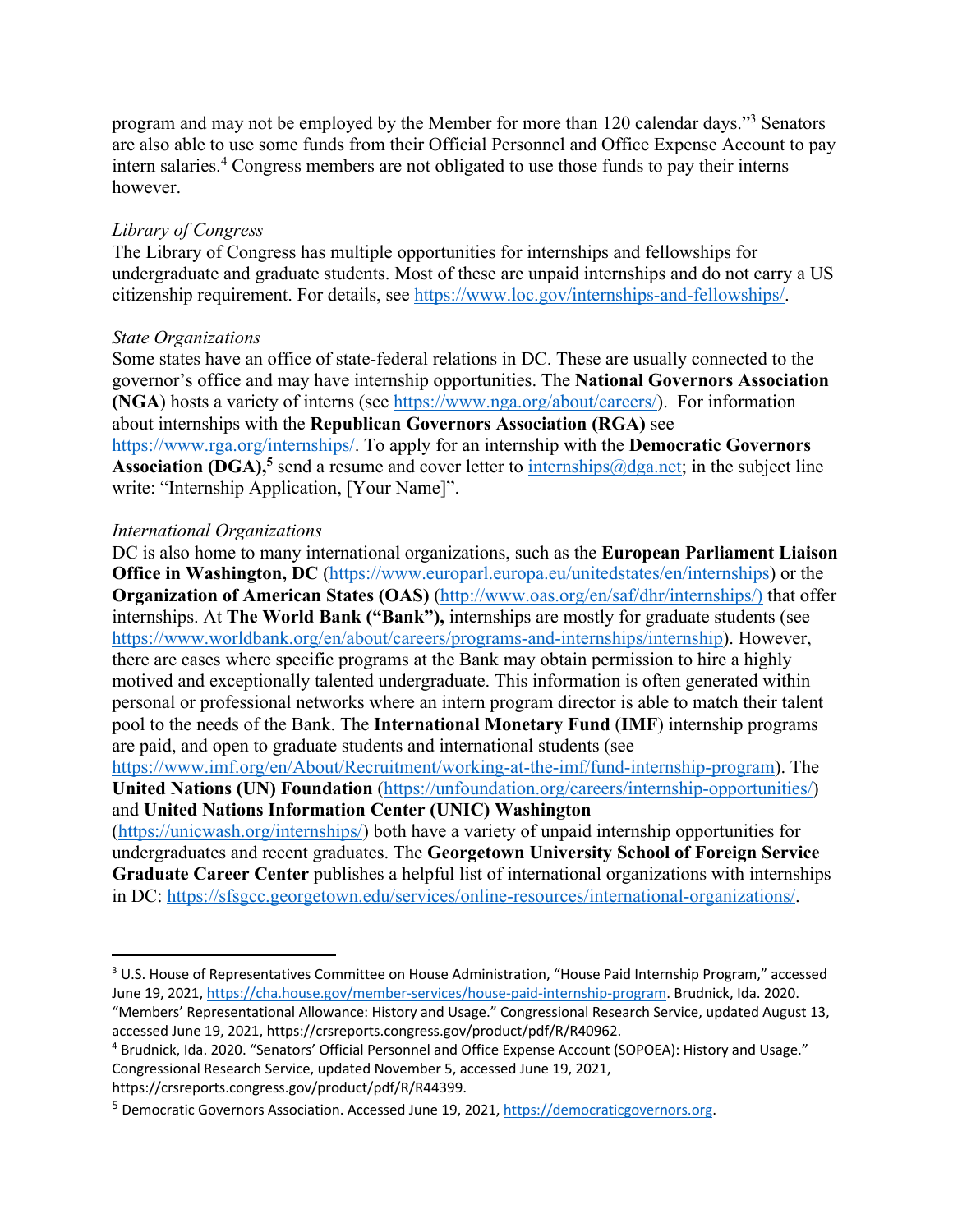program and may not be employed by the Member for more than 120 calendar days."[3] Senators are also able to use some funds from their Official Personnel and Office Expense Account to pay intern salaries.[4] Congress members are not obligated to use those funds to pay their interns however.

*Library of Congress*

The Library of Congress has multiple opportunities for internships and fellowships for undergraduate and graduate students. Most of these are unpaid internships and do not carry a US citizenship requirement. For details, see https://www.loc.gov/internships-and-fellowships/.

*State Organizations*

Some states have an office of state-federal relations in DC. These are usually connected to the governor's office and may have internship opportunities. The **National Governors Association (NGA)** hosts a variety of interns (see https://www.nga.org/about/careers/). For information about internships with the **Republican Governors Association (RGA)** see https://www.rga.org/internships/. To apply for an internship with the **Democratic Governors Association (DGA),**[5] send a resume and cover letter to internships@dga.net; in the subject line write: "Internship Application, [Your Name]".

*International Organizations*

DC is also home to many international organizations, such as the **European Parliament Liaison Office in Washington, DC** (https://www.europarl.europa.eu/unitedstates/en/internships) or the **Organization of American States (OAS)** (http://www.oas.org/en/saf/dhr/internships/) that offer internships. At **The World Bank ("Bank"),** internships are mostly for graduate students (see https://www.worldbank.org/en/about/careers/programs-and-internships/internship). However, there are cases where specific programs at the Bank may obtain permission to hire a highly motived and exceptionally talented undergraduate. This information is often generated within personal or professional networks where an intern program director is able to match their talent pool to the needs of the Bank. The **International Monetary Fund** (**IMF**) internship programs are paid, and open to graduate students and international students (see https://www.imf.org/en/About/Recruitment/working-at-the-imf/fund-internship-program). The **United Nations (UN) Foundation** (https://unfoundation.org/careers/internship-opportunities/) and **United Nations Information Center (UNIC) Washington** (https://unicwash.org/internships/) both have a variety of unpaid internship opportunities for undergraduates and recent graduates. The **Georgetown University School of Foreign Service Graduate Career Center** publishes a helpful list of international organizations with internships in DC: https://sfsgcc.georgetown.edu/services/online-resources/international-organizations/.

---

[3] U.S. House of Representatives Committee on House Administration, "House Paid Internship Program," accessed June 19, 2021, https://cha.house.gov/member-services/house-paid-internship-program. Brudnick, Ida. 2020. "Members' Representational Allowance: History and Usage." Congressional Research Service, updated August 13, accessed June 19, 2021, https://crsreports.congress.gov/product/pdf/R/R40962.

[4] Brudnick, Ida. 2020. "Senators' Official Personnel and Office Expense Account (SOPOEA): History and Usage." Congressional Research Service, updated November 5, accessed June 19, 2021, https://crsreports.congress.gov/product/pdf/R/R44399.

[5] Democratic Governors Association. Accessed June 19, 2021, https://democraticgovernors.org.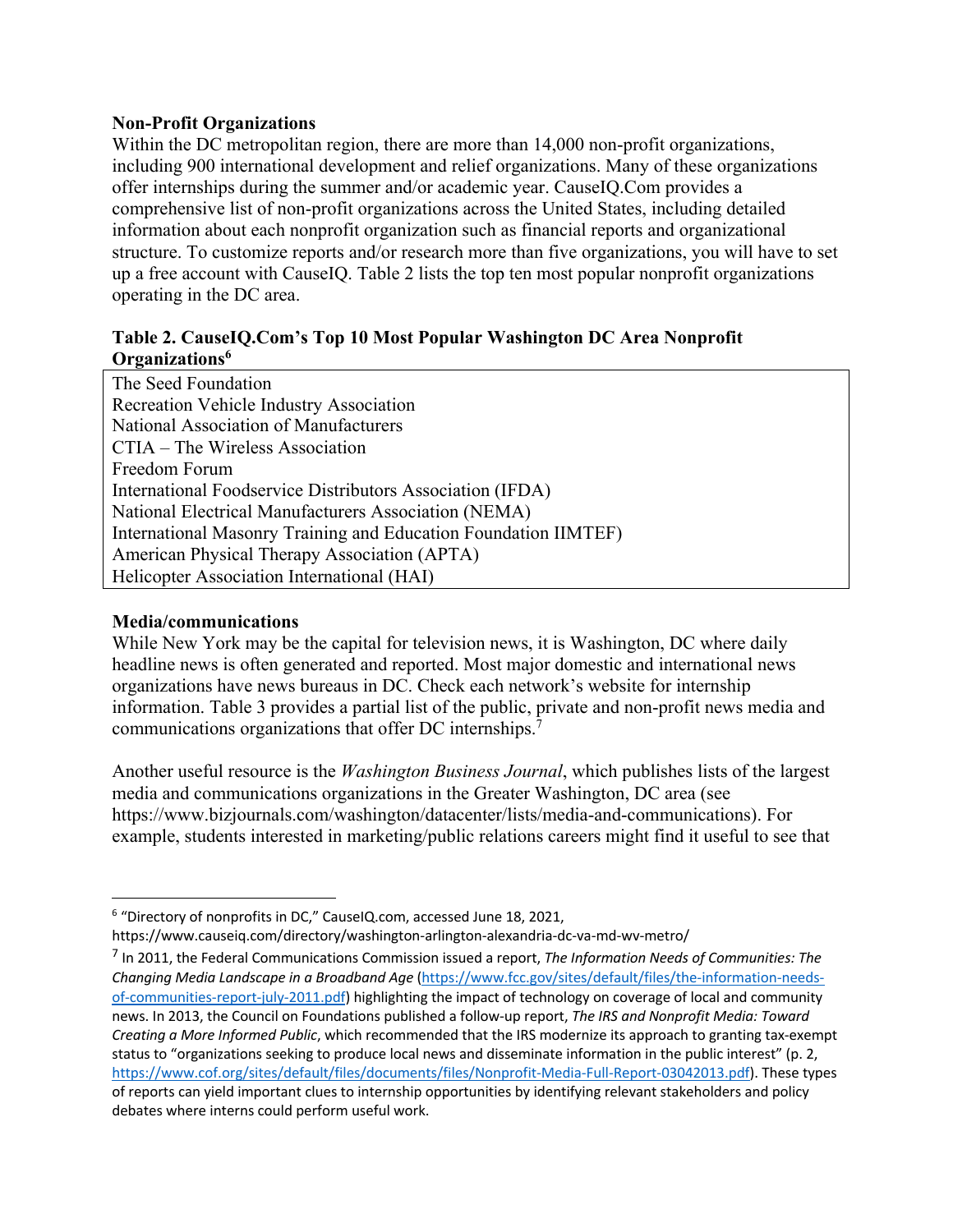**Non-Profit Organizations**

Within the DC metropolitan region, there are more than 14,000 non-profit organizations, including 900 international development and relief organizations. Many of these organizations offer internships during the summer and/or academic year. CauseIQ.Com provides a comprehensive list of non-profit organizations across the United States, including detailed information about each nonprofit organization such as financial reports and organizational structure. To customize reports and/or research more than five organizations, you will have to set up a free account with CauseIQ. Table 2 lists the top ten most popular nonprofit organizations operating in the DC area.

**Table 2. CauseIQ.Com's Top 10 Most Popular Washington DC Area Nonprofit Organizations[6]**

| |
|---|
| The Seed Foundation |
| Recreation Vehicle Industry Association |
| National Association of Manufacturers |
| CTIA – The Wireless Association |
| Freedom Forum |
| International Foodservice Distributors Association (IFDA) |
| National Electrical Manufacturers Association (NEMA) |
| International Masonry Training and Education Foundation IIMTEF) |
| American Physical Therapy Association (APTA) |
| Helicopter Association International (HAI) |

**Media/communications**

While New York may be the capital for television news, it is Washington, DC where daily headline news is often generated and reported. Most major domestic and international news organizations have news bureaus in DC. Check each network's website for internship information. Table 3 provides a partial list of the public, private and non-profit news media and communications organizations that offer DC internships.[7]

Another useful resource is the *Washington Business Journal*, which publishes lists of the largest media and communications organizations in the Greater Washington, DC area (see https://www.bizjournals.com/washington/datacenter/lists/media-and-communications). For example, students interested in marketing/public relations careers might find it useful to see that

---

[6] "Directory of nonprofits in DC," CauseIQ.com, accessed June 18, 2021, https://www.causeiq.com/directory/washington-arlington-alexandria-dc-va-md-wv-metro/

[7] In 2011, the Federal Communications Commission issued a report, *The Information Needs of Communities: The Changing Media Landscape in a Broadband Age* (https://www.fcc.gov/sites/default/files/the-information-needs-of-communities-report-july-2011.pdf) highlighting the impact of technology on coverage of local and community news. In 2013, the Council on Foundations published a follow-up report, *The IRS and Nonprofit Media: Toward Creating a More Informed Public*, which recommended that the IRS modernize its approach to granting tax-exempt status to "organizations seeking to produce local news and disseminate information in the public interest" (p. 2, https://www.cof.org/sites/default/files/documents/files/Nonprofit-Media-Full-Report-03042013.pdf). These types of reports can yield important clues to internship opportunities by identifying relevant stakeholders and policy debates where interns could perform useful work.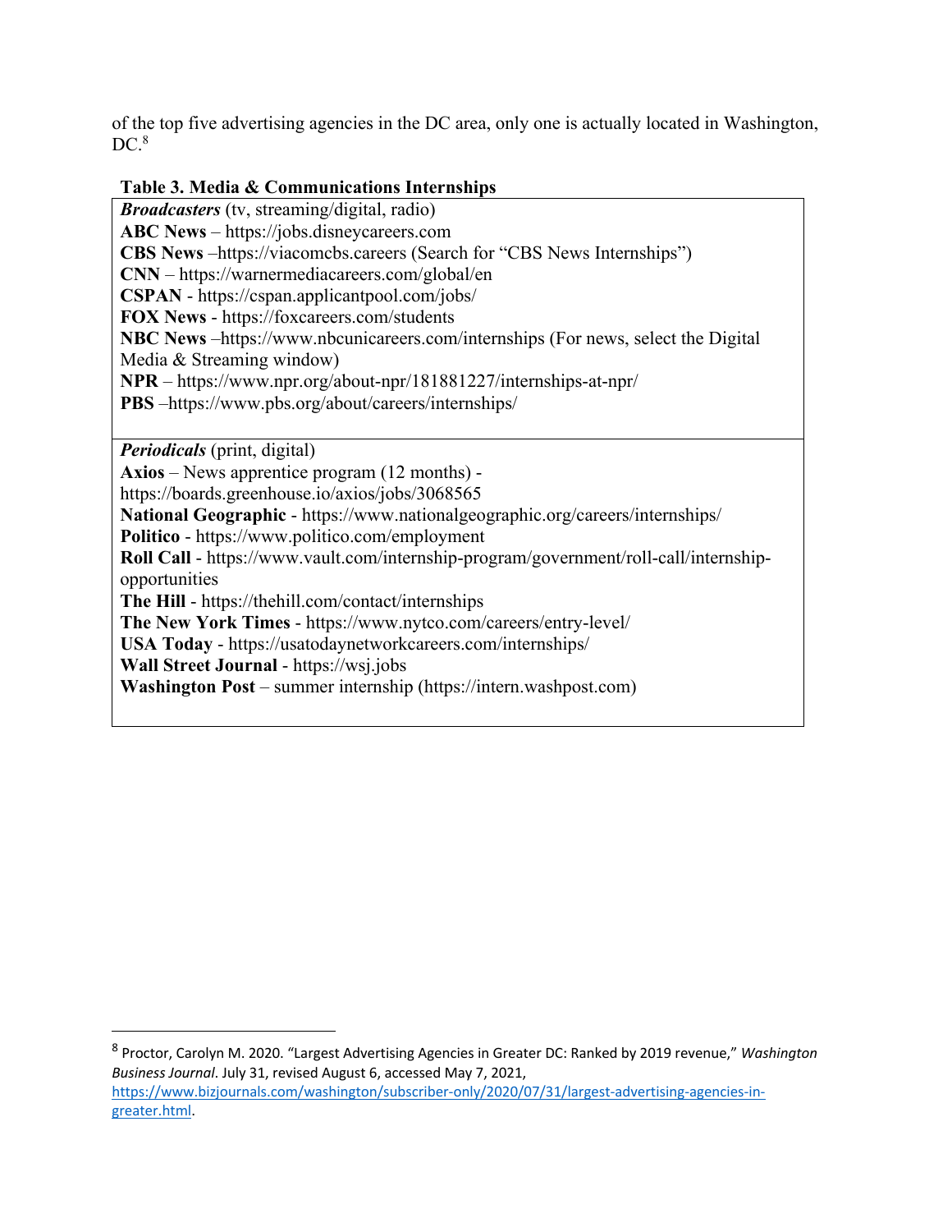of the top five advertising agencies in the DC area, only one is actually located in Washington, DC.[8]

**Table 3. Media & Communications Internships**

| |
|---|
| ***Broadcasters*** (tv, streaming/digital, radio)<br>**ABC News** – https://jobs.disneycareers.com<br>**CBS News** –https://viacomcbs.careers (Search for "CBS News Internships")<br>**CNN** – https://warnermediacareers.com/global/en<br>**CSPAN** - https://cspan.applicantpool.com/jobs/<br>**FOX News** - https://foxcareers.com/students<br>**NBC News** –https://www.nbcunicareers.com/internships (For news, select the Digital Media & Streaming window)<br>**NPR** – https://www.npr.org/about-npr/181881227/internships-at-npr/<br>**PBS** –https://www.pbs.org/about/careers/internships/ |
| ***Periodicals*** (print, digital)<br>**Axios** – News apprentice program (12 months) - https://boards.greenhouse.io/axios/jobs/3068565<br>**National Geographic** - https://www.nationalgeographic.org/careers/internships/<br>**Politico** - https://www.politico.com/employment<br>**Roll Call** - https://www.vault.com/internship-program/government/roll-call/internship-opportunities<br>**The Hill** - https://thehill.com/contact/internships<br>**The New York Times** - https://www.nytco.com/careers/entry-level/<br>**USA Today** - https://usatodaynetworkcareers.com/internships/<br>**Wall Street Journal** - https://wsj.jobs<br>**Washington Post** – summer internship (https://intern.washpost.com) |

[8] Proctor, Carolyn M. 2020. "Largest Advertising Agencies in Greater DC: Ranked by 2019 revenue," *Washington Business Journal*. July 31, revised August 6, accessed May 7, 2021, https://www.bizjournals.com/washington/subscriber-only/2020/07/31/largest-advertising-agencies-in-greater.html.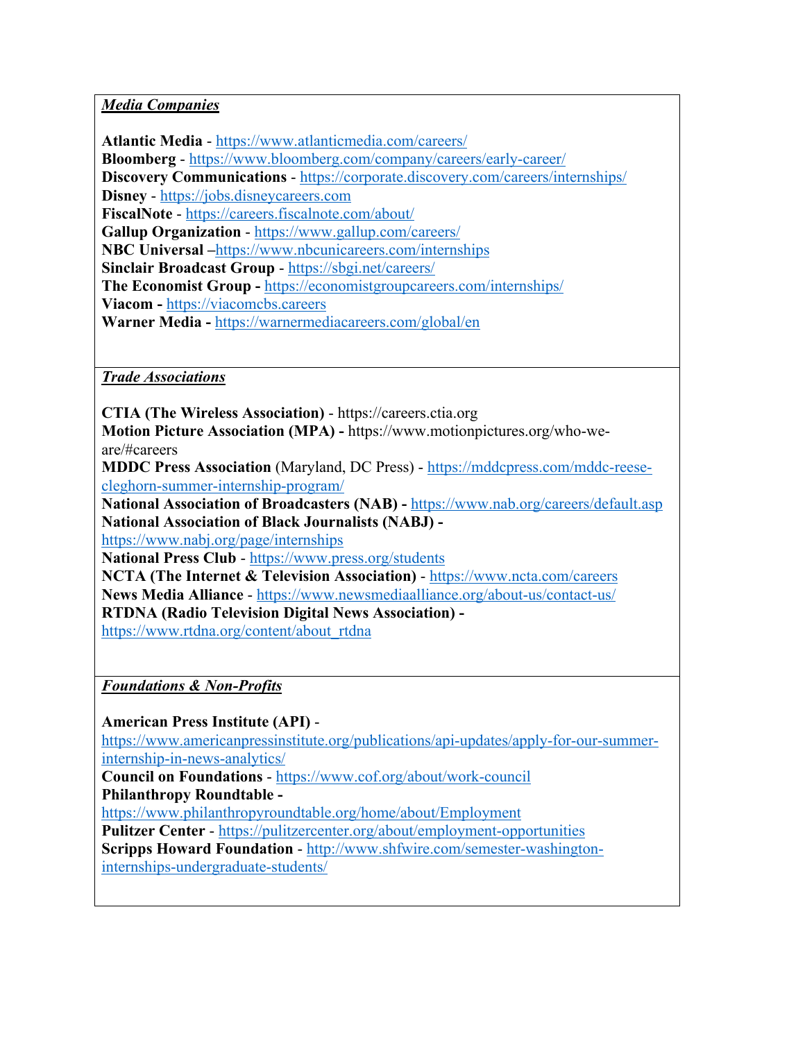***Media Companies***

**Atlantic Media** - https://www.atlanticmedia.com/careers/
**Bloomberg** - https://www.bloomberg.com/company/careers/early-career/
**Discovery Communications** - https://corporate.discovery.com/careers/internships/
**Disney** - https://jobs.disneycareers.com
**FiscalNote** - https://careers.fiscalnote.com/about/
**Gallup Organization** - https://www.gallup.com/careers/
**NBC Universal** –https://www.nbcunicareers.com/internships
**Sinclair Broadcast Group** - https://sbgi.net/careers/
**The Economist Group -** https://economistgroupcareers.com/internships/
**Viacom -** https://viacomcbs.careers
**Warner Media -** https://warnermediacareers.com/global/en

***Trade Associations***

**CTIA (The Wireless Association)** - https://careers.ctia.org
**Motion Picture Association (MPA) -** https://www.motionpictures.org/who-we-are/#careers
**MDDC Press Association** (Maryland, DC Press) - https://mddcpress.com/mddc-reese-cleghorn-summer-internship-program/
**National Association of Broadcasters (NAB) -** https://www.nab.org/careers/default.asp
**National Association of Black Journalists (NABJ) -** https://www.nabj.org/page/internships
**National Press Club** - https://www.press.org/students
**NCTA (The Internet & Television Association)** - https://www.ncta.com/careers
**News Media Alliance** - https://www.newsmediaalliance.org/about-us/contact-us/
**RTDNA (Radio Television Digital News Association) -** https://www.rtdna.org/content/about_rtdna

***Foundations & Non-Profits***

**American Press Institute (API)** - https://www.americanpressinstitute.org/publications/api-updates/apply-for-our-summer-internship-in-news-analytics/
**Council on Foundations** - https://www.cof.org/about/work-council
**Philanthropy Roundtable -** https://www.philanthropyroundtable.org/home/about/Employment
**Pulitzer Center** - https://pulitzercenter.org/about/employment-opportunities
**Scripps Howard Foundation** - http://www.shfwire.com/semester-washington-internships-undergraduate-students/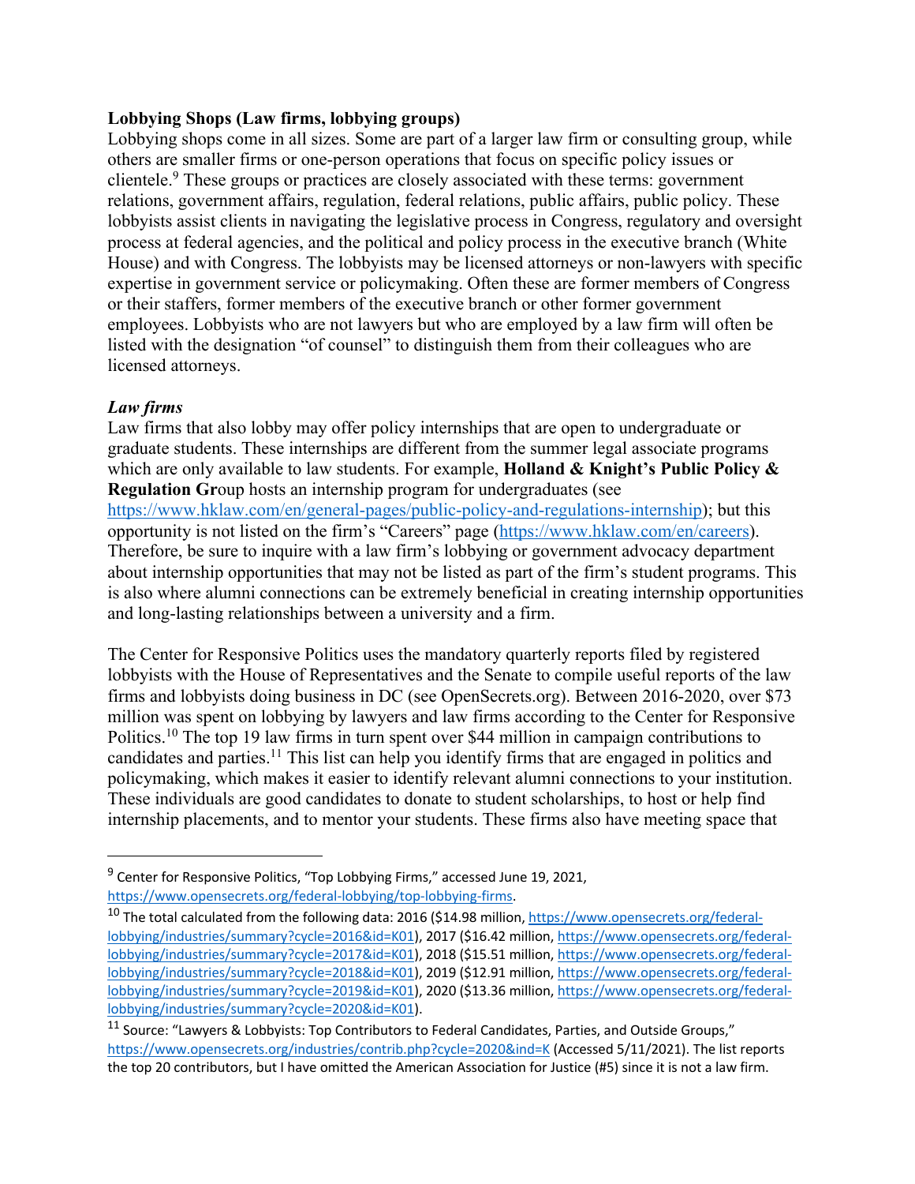**Lobbying Shops (Law firms, lobbying groups)**
Lobbying shops come in all sizes. Some are part of a larger law firm or consulting group, while others are smaller firms or one-person operations that focus on specific policy issues or clientele.[9] These groups or practices are closely associated with these terms: government relations, government affairs, regulation, federal relations, public affairs, public policy. These lobbyists assist clients in navigating the legislative process in Congress, regulatory and oversight process at federal agencies, and the political and policy process in the executive branch (White House) and with Congress. The lobbyists may be licensed attorneys or non-lawyers with specific expertise in government service or policymaking. Often these are former members of Congress or their staffers, former members of the executive branch or other former government employees. Lobbyists who are not lawyers but who are employed by a law firm will often be listed with the designation "of counsel" to distinguish them from their colleagues who are licensed attorneys.

***Law firms***
Law firms that also lobby may offer policy internships that are open to undergraduate or graduate students. These internships are different from the summer legal associate programs which are only available to law students. For example, **Holland & Knight's Public Policy & Regulation Gr**oup hosts an internship program for undergraduates (see https://www.hklaw.com/en/general-pages/public-policy-and-regulations-internship); but this opportunity is not listed on the firm's "Careers" page (https://www.hklaw.com/en/careers). Therefore, be sure to inquire with a law firm's lobbying or government advocacy department about internship opportunities that may not be listed as part of the firm's student programs. This is also where alumni connections can be extremely beneficial in creating internship opportunities and long-lasting relationships between a university and a firm.

The Center for Responsive Politics uses the mandatory quarterly reports filed by registered lobbyists with the House of Representatives and the Senate to compile useful reports of the law firms and lobbyists doing business in DC (see OpenSecrets.org). Between 2016-2020, over $73 million was spent on lobbying by lawyers and law firms according to the Center for Responsive Politics.[10] The top 19 law firms in turn spent over $44 million in campaign contributions to candidates and parties.[11] This list can help you identify firms that are engaged in politics and policymaking, which makes it easier to identify relevant alumni connections to your institution. These individuals are good candidates to donate to student scholarships, to host or help find internship placements, and to mentor your students. These firms also have meeting space that

---

[9] Center for Responsive Politics, "Top Lobbying Firms," accessed June 19, 2021, https://www.opensecrets.org/federal-lobbying/top-lobbying-firms.

[10] The total calculated from the following data: 2016 ($14.98 million, https://www.opensecrets.org/federal-lobbying/industries/summary?cycle=2016&id=K01), 2017 ($16.42 million, https://www.opensecrets.org/federal-lobbying/industries/summary?cycle=2017&id=K01), 2018 ($15.51 million, https://www.opensecrets.org/federal-lobbying/industries/summary?cycle=2018&id=K01), 2019 ($12.91 million, https://www.opensecrets.org/federal-lobbying/industries/summary?cycle=2019&id=K01), 2020 ($13.36 million, https://www.opensecrets.org/federal-lobbying/industries/summary?cycle=2020&id=K01).

[11] Source: "Lawyers & Lobbyists: Top Contributors to Federal Candidates, Parties, and Outside Groups," https://www.opensecrets.org/industries/contrib.php?cycle=2020&ind=K (Accessed 5/11/2021). The list reports the top 20 contributors, but I have omitted the American Association for Justice (#5) since it is not a law firm.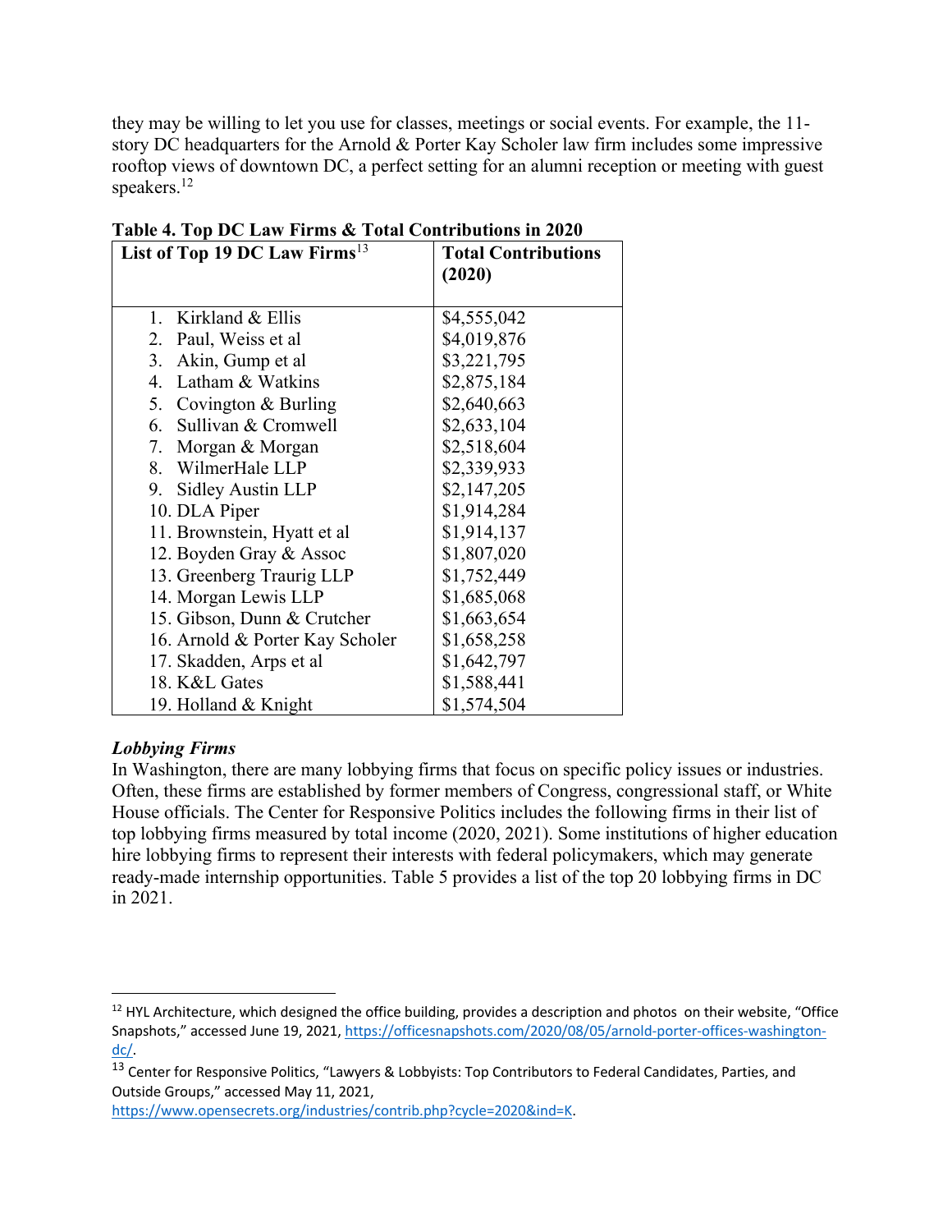they may be willing to let you use for classes, meetings or social events. For example, the 11-story DC headquarters for the Arnold & Porter Kay Scholer law firm includes some impressive rooftop views of downtown DC, a perfect setting for an alumni reception or meeting with guest speakers.[12]

**Table 4. Top DC Law Firms & Total Contributions in 2020**

| List of Top 19 DC Law Firms[13] | Total Contributions (2020) |
|---|---|
| 1. Kirkland & Ellis | $4,555,042 |
| 2. Paul, Weiss et al | $4,019,876 |
| 3. Akin, Gump et al | $3,221,795 |
| 4. Latham & Watkins | $2,875,184 |
| 5. Covington & Burling | $2,640,663 |
| 6. Sullivan & Cromwell | $2,633,104 |
| 7. Morgan & Morgan | $2,518,604 |
| 8. WilmerHale LLP | $2,339,933 |
| 9. Sidley Austin LLP | $2,147,205 |
| 10. DLA Piper | $1,914,284 |
| 11. Brownstein, Hyatt et al | $1,914,137 |
| 12. Boyden Gray & Assoc | $1,807,020 |
| 13. Greenberg Traurig LLP | $1,752,449 |
| 14. Morgan Lewis LLP | $1,685,068 |
| 15. Gibson, Dunn & Crutcher | $1,663,654 |
| 16. Arnold & Porter Kay Scholer | $1,658,258 |
| 17. Skadden, Arps et al | $1,642,797 |
| 18. K&L Gates | $1,588,441 |
| 19. Holland & Knight | $1,574,504 |

***Lobbying Firms***

In Washington, there are many lobbying firms that focus on specific policy issues or industries. Often, these firms are established by former members of Congress, congressional staff, or White House officials. The Center for Responsive Politics includes the following firms in their list of top lobbying firms measured by total income (2020, 2021). Some institutions of higher education hire lobbying firms to represent their interests with federal policymakers, which may generate ready-made internship opportunities. Table 5 provides a list of the top 20 lobbying firms in DC in 2021.

---

[12] HYL Architecture, which designed the office building, provides a description and photos on their website, "Office Snapshots," accessed June 19, 2021, https://officesnapshots.com/2020/08/05/arnold-porter-offices-washington-dc/.

[13] Center for Responsive Politics, "Lawyers & Lobbyists: Top Contributors to Federal Candidates, Parties, and Outside Groups," accessed May 11, 2021, https://www.opensecrets.org/industries/contrib.php?cycle=2020&ind=K.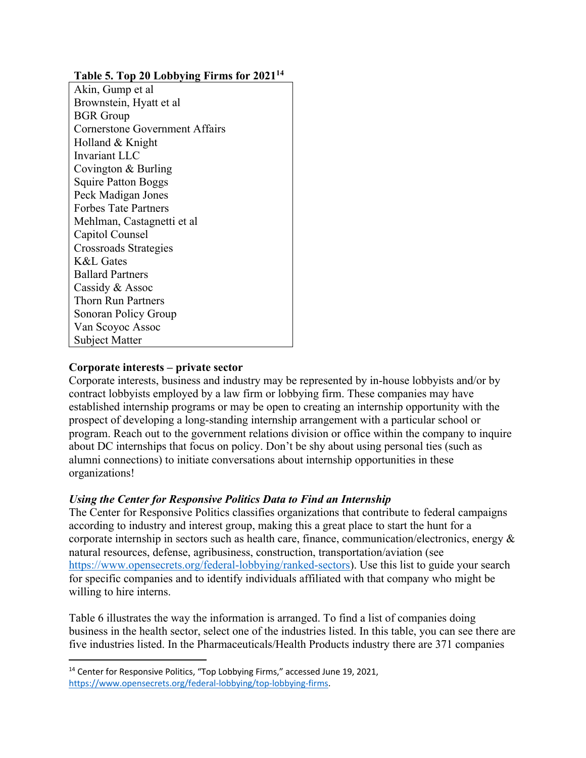**Table 5. Top 20 Lobbying Firms for 2021**[14]

| Firm |
|---|
| Akin, Gump et al |
| Brownstein, Hyatt et al |
| BGR Group |
| Cornerstone Government Affairs |
| Holland & Knight |
| Invariant LLC |
| Covington & Burling |
| Squire Patton Boggs |
| Peck Madigan Jones |
| Forbes Tate Partners |
| Mehlman, Castagnetti et al |
| Capitol Counsel |
| Crossroads Strategies |
| K&L Gates |
| Ballard Partners |
| Cassidy & Assoc |
| Thorn Run Partners |
| Sonoran Policy Group |
| Van Scoyoc Assoc |
| Subject Matter |

**Corporate interests – private sector**

Corporate interests, business and industry may be represented by in-house lobbyists and/or by contract lobbyists employed by a law firm or lobbying firm. These companies may have established internship programs or may be open to creating an internship opportunity with the prospect of developing a long-standing internship arrangement with a particular school or program. Reach out to the government relations division or office within the company to inquire about DC internships that focus on policy. Don't be shy about using personal ties (such as alumni connections) to initiate conversations about internship opportunities in these organizations!

***Using the Center for Responsive Politics Data to Find an Internship***

The Center for Responsive Politics classifies organizations that contribute to federal campaigns according to industry and interest group, making this a great place to start the hunt for a corporate internship in sectors such as health care, finance, communication/electronics, energy & natural resources, defense, agribusiness, construction, transportation/aviation (see https://www.opensecrets.org/federal-lobbying/ranked-sectors). Use this list to guide your search for specific companies and to identify individuals affiliated with that company who might be willing to hire interns.

Table 6 illustrates the way the information is arranged. To find a list of companies doing business in the health sector, select one of the industries listed. In this table, you can see there are five industries listed. In the Pharmaceuticals/Health Products industry there are 371 companies

[14] Center for Responsive Politics, "Top Lobbying Firms," accessed June 19, 2021, https://www.opensecrets.org/federal-lobbying/top-lobbying-firms.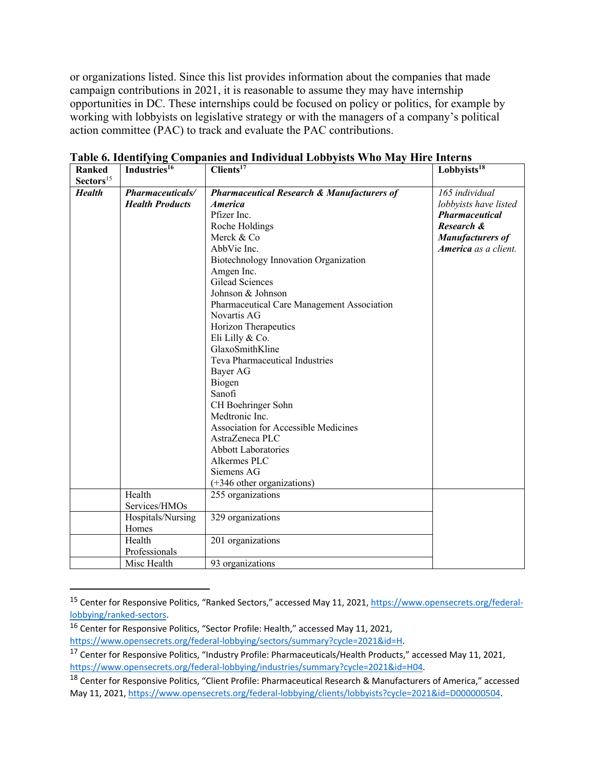or organizations listed. Since this list provides information about the companies that made campaign contributions in 2021, it is reasonable to assume they may have internship opportunities in DC. These internships could be focused on policy or politics, for example by working with lobbyists on legislative strategy or with the managers of a company's political action committee (PAC) to track and evaluate the PAC contributions.

**Table 6. Identifying Companies and Individual Lobbyists Who May Hire Interns**

| Ranked Sectors[15] | Industries[16] | Clients[17] | Lobbyists[18] |
|---|---|---|---|
| ***Health*** | ***Pharmaceuticals/ Health Products*** | ***Pharmaceutical Research & Manufacturers of America***<br>Pfizer Inc.<br>Roche Holdings<br>Merck & Co<br>AbbVie Inc.<br>Biotechnology Innovation Organization<br>Amgen Inc.<br>Gilead Sciences<br>Johnson & Johnson<br>Pharmaceutical Care Management Association<br>Novartis AG<br>Horizon Therapeutics<br>Eli Lilly & Co.<br>GlaxoSmithKline<br>Teva Pharmaceutical Industries<br>Bayer AG<br>Biogen<br>Sanofi<br>CH Boehringer Sohn<br>Medtronic Inc.<br>Association for Accessible Medicines<br>AstraZeneca PLC<br>Abbott Laboratories<br>Alkermes PLC<br>Siemens AG<br>(+346 other organizations) | *165 individual lobbyists have listed* ***Pharmaceutical Research & Manufacturers of America*** *as a client.* |
| | Health Services/HMOs | 255 organizations | |
| | Hospitals/Nursing Homes | 329 organizations | |
| | Health Professionals | 201 organizations | |
| | Misc Health | 93 organizations | |

[15] Center for Responsive Politics, "Ranked Sectors," accessed May 11, 2021, https://www.opensecrets.org/federal-lobbying/ranked-sectors.

[16] Center for Responsive Politics, "Sector Profile: Health," accessed May 11, 2021, https://www.opensecrets.org/federal-lobbying/sectors/summary?cycle=2021&id=H.

[17] Center for Responsive Politics, "Industry Profile: Pharmaceuticals/Health Products," accessed May 11, 2021, https://www.opensecrets.org/federal-lobbying/industries/summary?cycle=2021&id=H04.

[18] Center for Responsive Politics, "Client Profile: Pharmaceutical Research & Manufacturers of America," accessed May 11, 2021, https://www.opensecrets.org/federal-lobbying/clients/lobbyists?cycle=2021&id=D000000504.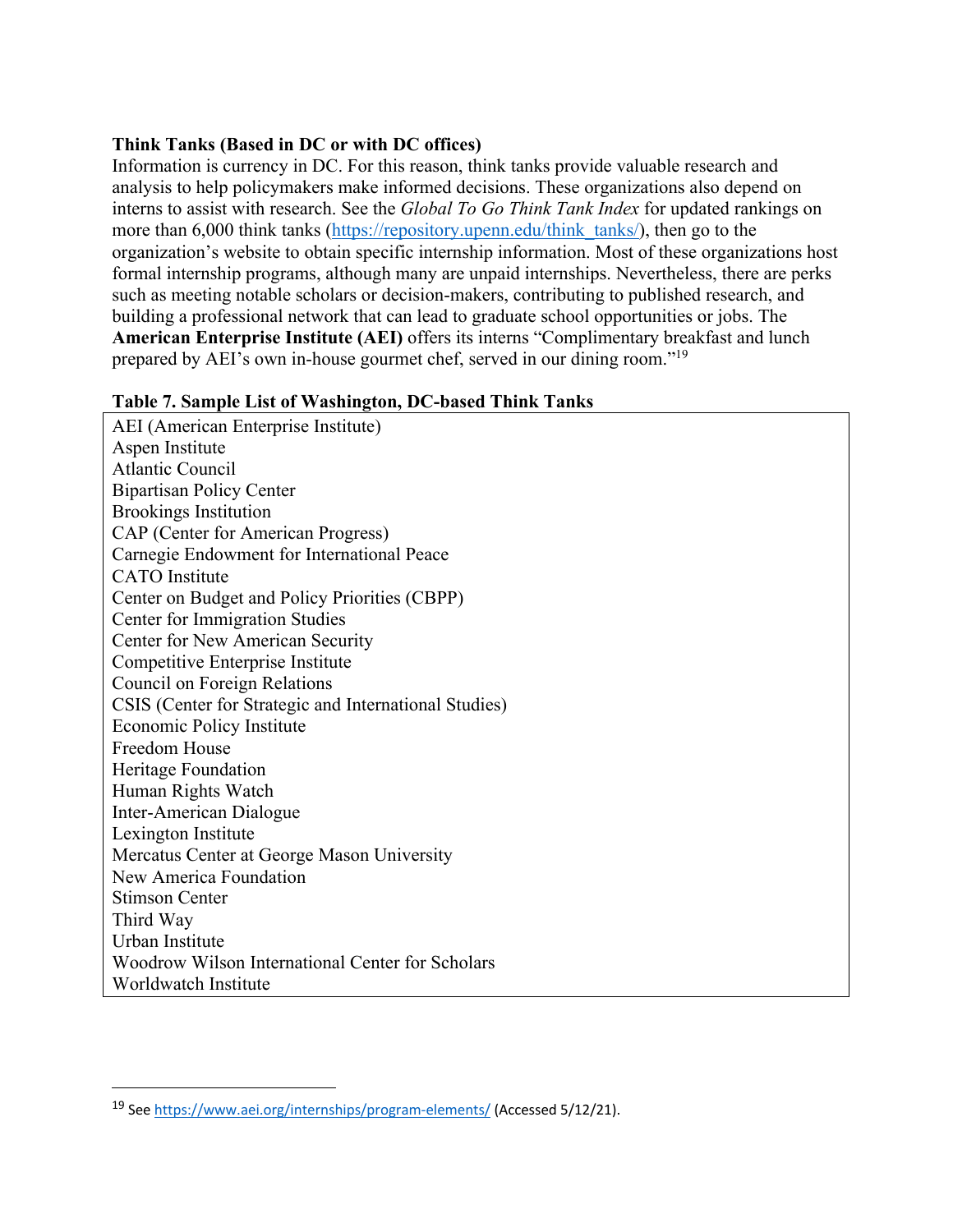**Think Tanks (Based in DC or with DC offices)**

Information is currency in DC. For this reason, think tanks provide valuable research and analysis to help policymakers make informed decisions. These organizations also depend on interns to assist with research. See the *Global To Go Think Tank Index* for updated rankings on more than 6,000 think tanks (https://repository.upenn.edu/think_tanks/), then go to the organization's website to obtain specific internship information. Most of these organizations host formal internship programs, although many are unpaid internships. Nevertheless, there are perks such as meeting notable scholars or decision-makers, contributing to published research, and building a professional network that can lead to graduate school opportunities or jobs. The **American Enterprise Institute (AEI)** offers its interns "Complimentary breakfast and lunch prepared by AEI's own in-house gourmet chef, served in our dining room."[19]

**Table 7. Sample List of Washington, DC-based Think Tanks**

| |
|---|
| AEI (American Enterprise Institute) |
| Aspen Institute |
| Atlantic Council |
| Bipartisan Policy Center |
| Brookings Institution |
| CAP (Center for American Progress) |
| Carnegie Endowment for International Peace |
| CATO Institute |
| Center on Budget and Policy Priorities (CBPP) |
| Center for Immigration Studies |
| Center for New American Security |
| Competitive Enterprise Institute |
| Council on Foreign Relations |
| CSIS (Center for Strategic and International Studies) |
| Economic Policy Institute |
| Freedom House |
| Heritage Foundation |
| Human Rights Watch |
| Inter-American Dialogue |
| Lexington Institute |
| Mercatus Center at George Mason University |
| New America Foundation |
| Stimson Center |
| Third Way |
| Urban Institute |
| Woodrow Wilson International Center for Scholars |
| Worldwatch Institute |

[19] See https://www.aei.org/internships/program-elements/ (Accessed 5/12/21).